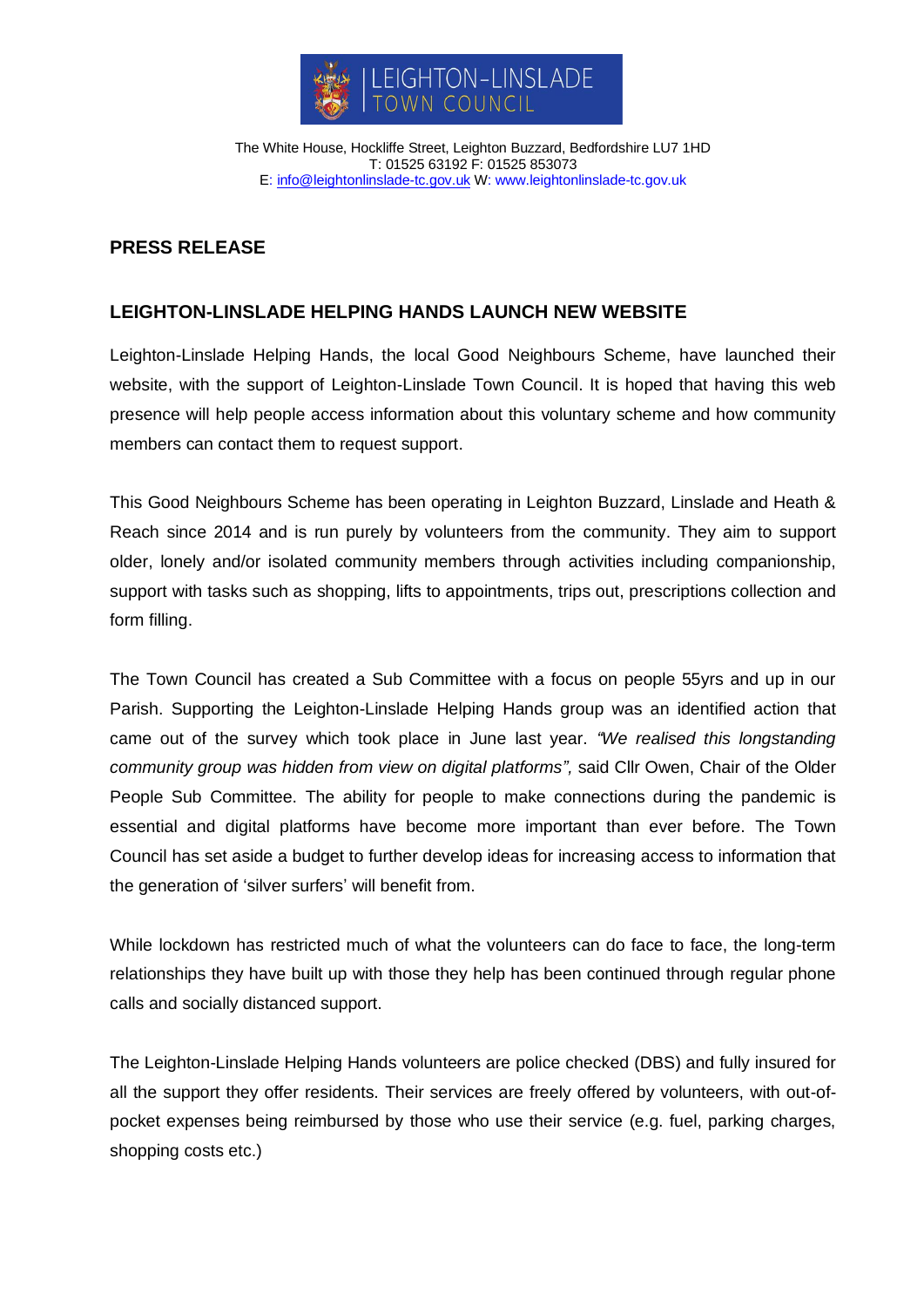LEIGHTON-LINSLADE TOWN COUNCIL

The White House, Hockliffe Street, Leighton Buzzard, Bedfordshire LU7 1HD
T: 01525 63192 F: 01525 853073
E: info@leightonlinslade-tc.gov.uk W: www.leightonlinslade-tc.gov.uk

## PRESS RELEASE

## LEIGHTON-LINSLADE HELPING HANDS LAUNCH NEW WEBSITE

Leighton-Linslade Helping Hands, the local Good Neighbours Scheme, have launched their website, with the support of Leighton-Linslade Town Council. It is hoped that having this web presence will help people access information about this voluntary scheme and how community members can contact them to request support.

This Good Neighbours Scheme has been operating in Leighton Buzzard, Linslade and Heath & Reach since 2014 and is run purely by volunteers from the community. They aim to support older, lonely and/or isolated community members through activities including companionship, support with tasks such as shopping, lifts to appointments, trips out, prescriptions collection and form filling.

The Town Council has created a Sub Committee with a focus on people 55yrs and up in our Parish. Supporting the Leighton-Linslade Helping Hands group was an identified action that came out of the survey which took place in June last year. *"We realised this longstanding community group was hidden from view on digital platforms",* said Cllr Owen, Chair of the Older People Sub Committee. The ability for people to make connections during the pandemic is essential and digital platforms have become more important than ever before. The Town Council has set aside a budget to further develop ideas for increasing access to information that the generation of 'silver surfers' will benefit from.

While lockdown has restricted much of what the volunteers can do face to face, the long-term relationships they have built up with those they help has been continued through regular phone calls and socially distanced support.

The Leighton-Linslade Helping Hands volunteers are police checked (DBS) and fully insured for all the support they offer residents. Their services are freely offered by volunteers, with out-of-pocket expenses being reimbursed by those who use their service (e.g. fuel, parking charges, shopping costs etc.)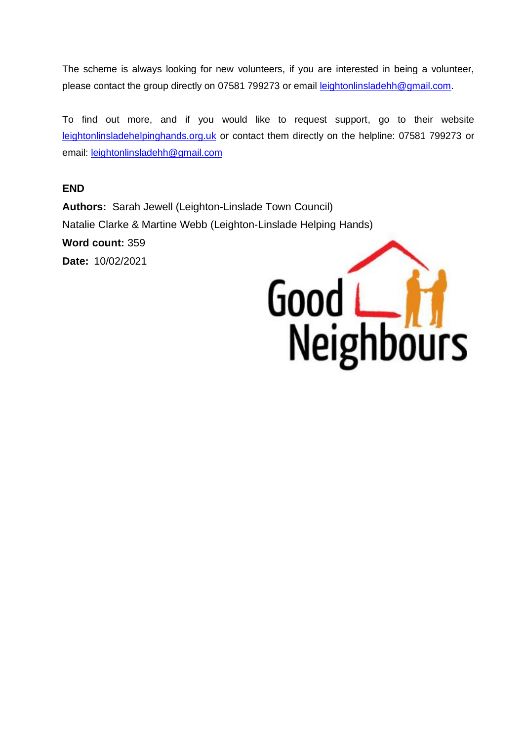The scheme is always looking for new volunteers, if you are interested in being a volunteer, please contact the group directly on 07581 799273 or email leightonlinsladehh@gmail.com.

To find out more, and if you would like to request support, go to their website leightonlinsladehelpinghands.org.uk or contact them directly on the helpline: 07581 799273 or email: leightonlinsladehh@gmail.com

**END**

**Authors:** Sarah Jewell (Leighton-Linslade Town Council)
Natalie Clarke & Martine Webb (Leighton-Linslade Helping Hands)

**Word count:** 359

**Date:** 10/02/2021

Good Neighbours